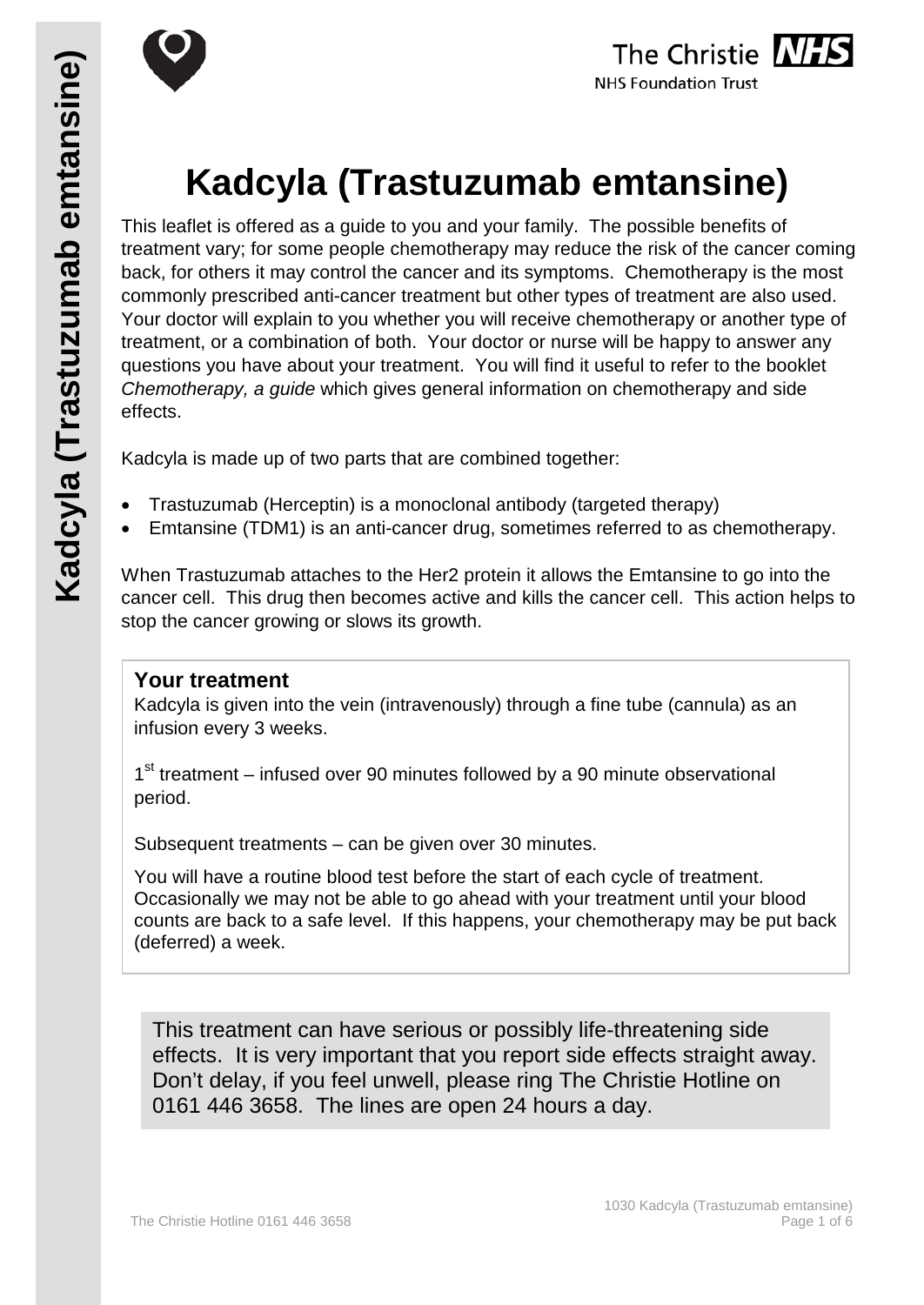# Kadcyla (Trastuzumab emtansine)

This leaflet is offered as a guide to you and your family. The possible benefits of treatment vary; for some people chemotherapy may reduce the risk of the cancer coming back, for others it may control the cancer and its symptoms. Chemotherapy is the most commonly prescribed anti-cancer treatment but other types of treatment are also used. Your doctor will explain to you whether you will receive chemotherapy or another type of treatment, or a combination of both. Your doctor or nurse will be happy to answer any questions you have about your treatment. You will find it useful to refer to the booklet *Chemotherapy, a guide* which gives general information on chemotherapy and side effects.

Kadcyla is made up of two parts that are combined together:

- Trastuzumab (Herceptin) is a monoclonal antibody (targeted therapy)
- Emtansine (TDM1) is an anti-cancer drug, sometimes referred to as chemotherapy.

When Trastuzumab attaches to the Her2 protein it allows the Emtansine to go into the cancer cell. This drug then becomes active and kills the cancer cell. This action helps to stop the cancer growing or slows its growth.

## Your treatment

Kadcyla is given into the vein (intravenously) through a fine tube (cannula) as an infusion every 3 weeks.

1st treatment – infused over 90 minutes followed by a 90 minute observational period.

Subsequent treatments – can be given over 30 minutes.

You will have a routine blood test before the start of each cycle of treatment. Occasionally we may not be able to go ahead with your treatment until your blood counts are back to a safe level. If this happens, your chemotherapy may be put back (deferred) a week.

This treatment can have serious or possibly life-threatening side effects. It is very important that you report side effects straight away. Don't delay, if you feel unwell, please ring The Christie Hotline on 0161 446 3658. The lines are open 24 hours a day.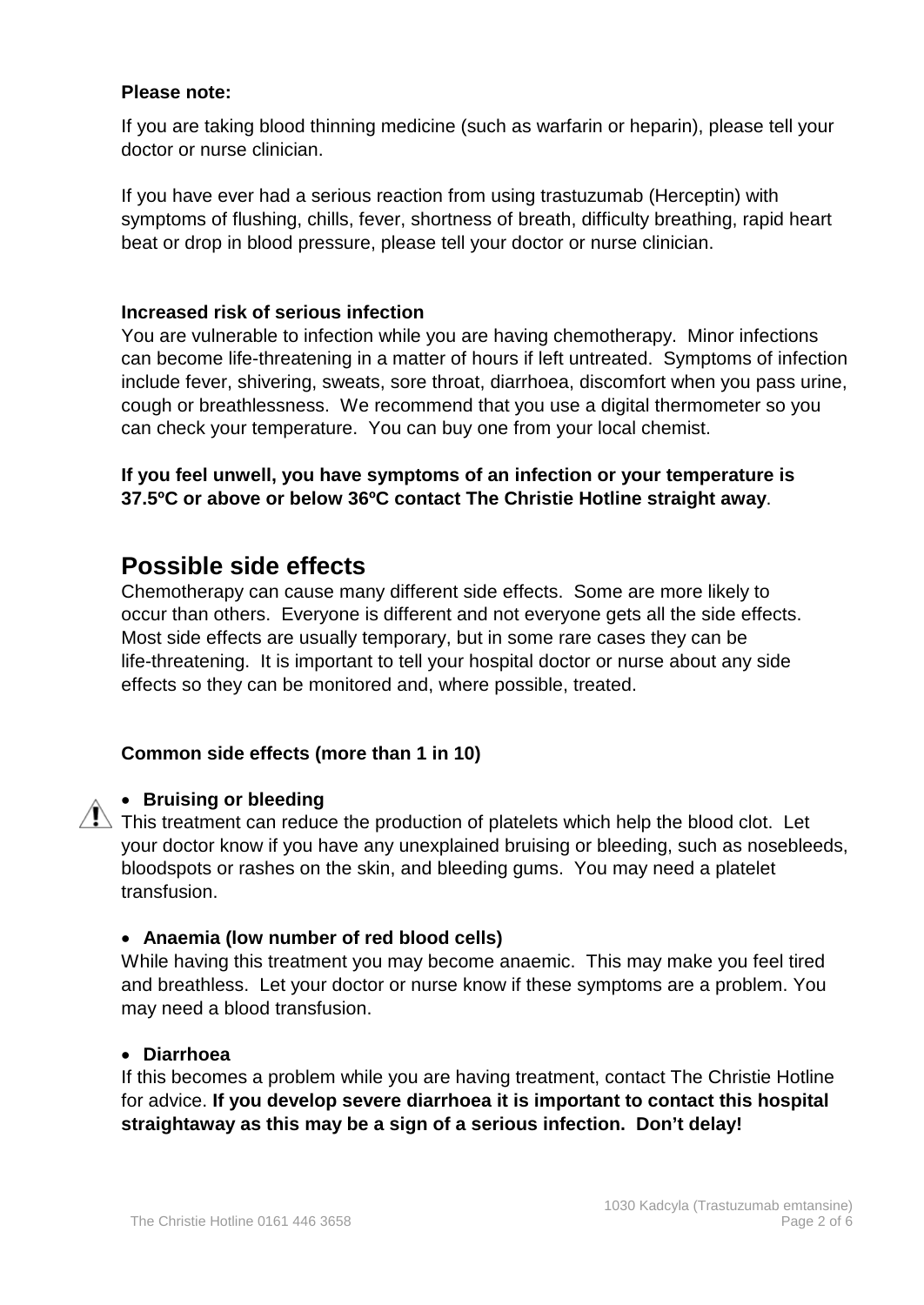**Please note:**

If you are taking blood thinning medicine (such as warfarin or heparin), please tell your doctor or nurse clinician.

If you have ever had a serious reaction from using trastuzumab (Herceptin) with symptoms of flushing, chills, fever, shortness of breath, difficulty breathing, rapid heart beat or drop in blood pressure, please tell your doctor or nurse clinician.

**Increased risk of serious infection**

You are vulnerable to infection while you are having chemotherapy. Minor infections can become life-threatening in a matter of hours if left untreated. Symptoms of infection include fever, shivering, sweats, sore throat, diarrhoea, discomfort when you pass urine, cough or breathlessness. We recommend that you use a digital thermometer so you can check your temperature. You can buy one from your local chemist.

**If you feel unwell, you have symptoms of an infection or your temperature is 37.5ºC or above or below 36ºC contact The Christie Hotline straight away**.

## Possible side effects

Chemotherapy can cause many different side effects. Some are more likely to occur than others. Everyone is different and not everyone gets all the side effects. Most side effects are usually temporary, but in some rare cases they can be life-threatening. It is important to tell your hospital doctor or nurse about any side effects so they can be monitored and, where possible, treated.

**Common side effects (more than 1 in 10)**

- **Bruising or bleeding**

⚠ This treatment can reduce the production of platelets which help the blood clot. Let your doctor know if you have any unexplained bruising or bleeding, such as nosebleeds, bloodspots or rashes on the skin, and bleeding gums. You may need a platelet transfusion.

- **Anaemia (low number of red blood cells)**

While having this treatment you may become anaemic. This may make you feel tired and breathless. Let your doctor or nurse know if these symptoms are a problem. You may need a blood transfusion.

- **Diarrhoea**

If this becomes a problem while you are having treatment, contact The Christie Hotline for advice. **If you develop severe diarrhoea it is important to contact this hospital straightaway as this may be a sign of a serious infection. Don't delay!**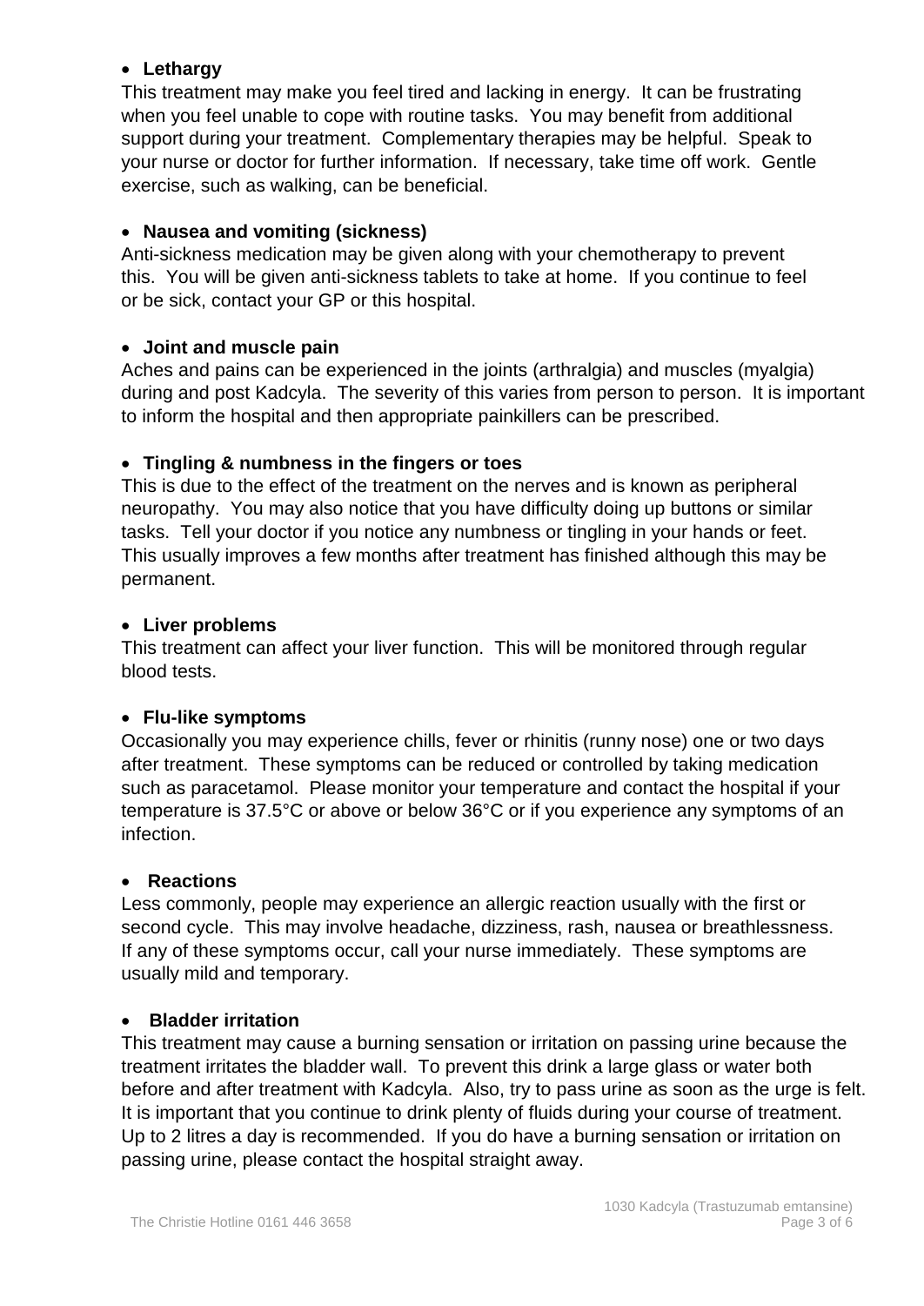- **Lethargy**

This treatment may make you feel tired and lacking in energy. It can be frustrating when you feel unable to cope with routine tasks. You may benefit from additional support during your treatment. Complementary therapies may be helpful. Speak to your nurse or doctor for further information. If necessary, take time off work. Gentle exercise, such as walking, can be beneficial.

- **Nausea and vomiting (sickness)**

Anti-sickness medication may be given along with your chemotherapy to prevent this. You will be given anti-sickness tablets to take at home. If you continue to feel or be sick, contact your GP or this hospital.

- **Joint and muscle pain**

Aches and pains can be experienced in the joints (arthralgia) and muscles (myalgia) during and post Kadcyla. The severity of this varies from person to person. It is important to inform the hospital and then appropriate painkillers can be prescribed.

- **Tingling & numbness in the fingers or toes**

This is due to the effect of the treatment on the nerves and is known as peripheral neuropathy. You may also notice that you have difficulty doing up buttons or similar tasks. Tell your doctor if you notice any numbness or tingling in your hands or feet. This usually improves a few months after treatment has finished although this may be permanent.

- **Liver problems**

This treatment can affect your liver function. This will be monitored through regular blood tests.

- **Flu-like symptoms**

Occasionally you may experience chills, fever or rhinitis (runny nose) one or two days after treatment. These symptoms can be reduced or controlled by taking medication such as paracetamol. Please monitor your temperature and contact the hospital if your temperature is 37.5°C or above or below 36°C or if you experience any symptoms of an infection.

- **Reactions**

Less commonly, people may experience an allergic reaction usually with the first or second cycle. This may involve headache, dizziness, rash, nausea or breathlessness. If any of these symptoms occur, call your nurse immediately. These symptoms are usually mild and temporary.

- **Bladder irritation**

This treatment may cause a burning sensation or irritation on passing urine because the treatment irritates the bladder wall. To prevent this drink a large glass or water both before and after treatment with Kadcyla. Also, try to pass urine as soon as the urge is felt. It is important that you continue to drink plenty of fluids during your course of treatment. Up to 2 litres a day is recommended. If you do have a burning sensation or irritation on passing urine, please contact the hospital straight away.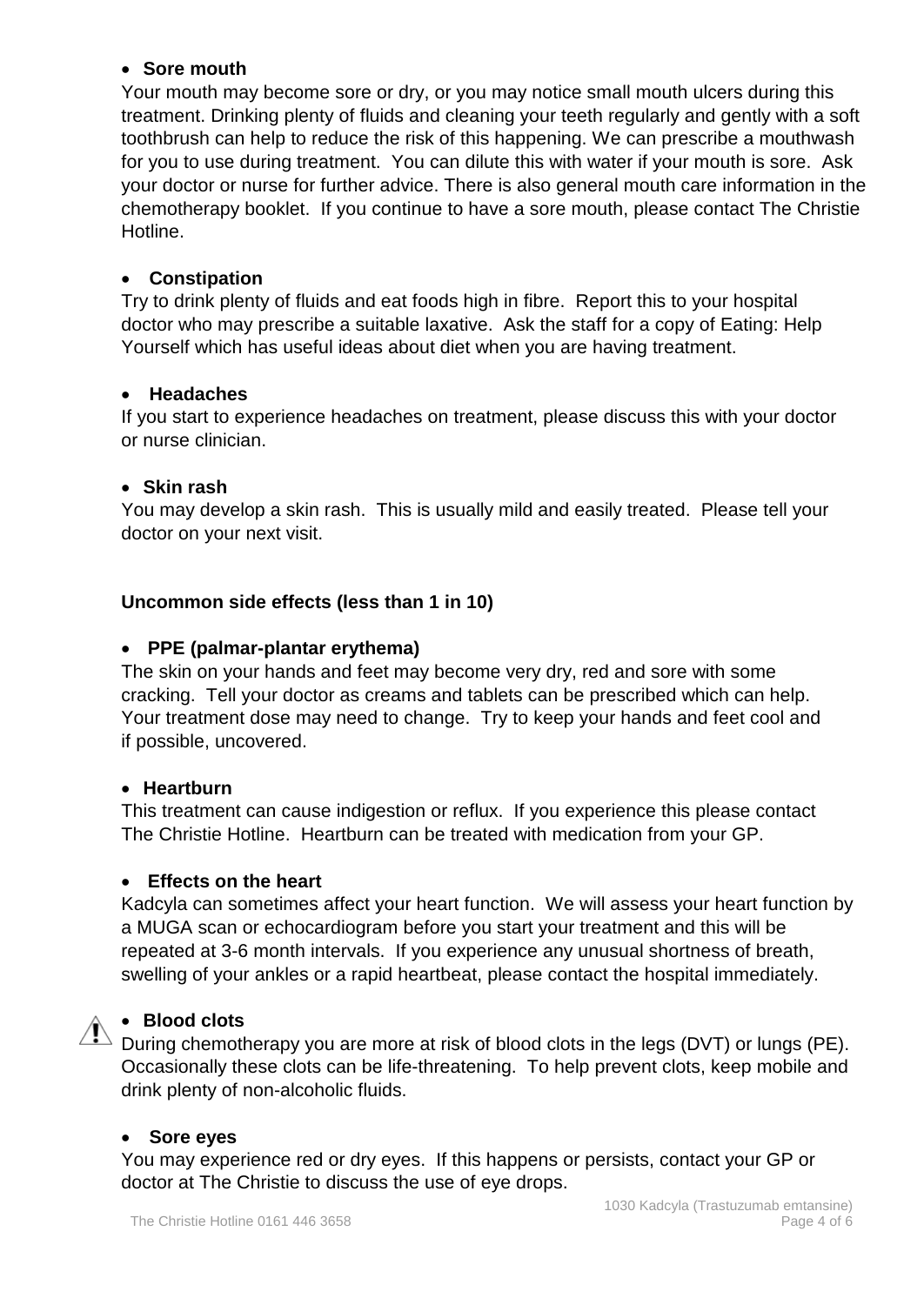- **Sore mouth**

Your mouth may become sore or dry, or you may notice small mouth ulcers during this treatment. Drinking plenty of fluids and cleaning your teeth regularly and gently with a soft toothbrush can help to reduce the risk of this happening. We can prescribe a mouthwash for you to use during treatment. You can dilute this with water if your mouth is sore. Ask your doctor or nurse for further advice. There is also general mouth care information in the chemotherapy booklet. If you continue to have a sore mouth, please contact The Christie Hotline.

- **Constipation**

Try to drink plenty of fluids and eat foods high in fibre. Report this to your hospital doctor who may prescribe a suitable laxative. Ask the staff for a copy of Eating: Help Yourself which has useful ideas about diet when you are having treatment.

- **Headaches**

If you start to experience headaches on treatment, please discuss this with your doctor or nurse clinician.

- **Skin rash**

You may develop a skin rash. This is usually mild and easily treated. Please tell your doctor on your next visit.

**Uncommon side effects (less than 1 in 10)**

- **PPE (palmar-plantar erythema)**

The skin on your hands and feet may become very dry, red and sore with some cracking. Tell your doctor as creams and tablets can be prescribed which can help. Your treatment dose may need to change. Try to keep your hands and feet cool and if possible, uncovered.

- **Heartburn**

This treatment can cause indigestion or reflux. If you experience this please contact The Christie Hotline. Heartburn can be treated with medication from your GP.

- **Effects on the heart**

Kadcyla can sometimes affect your heart function. We will assess your heart function by a MUGA scan or echocardiogram before you start your treatment and this will be repeated at 3-6 month intervals. If you experience any unusual shortness of breath, swelling of your ankles or a rapid heartbeat, please contact the hospital immediately.

- ⚠ **Blood clots**

During chemotherapy you are more at risk of blood clots in the legs (DVT) or lungs (PE). Occasionally these clots can be life-threatening. To help prevent clots, keep mobile and drink plenty of non-alcoholic fluids.

- **Sore eyes**

You may experience red or dry eyes. If this happens or persists, contact your GP or doctor at The Christie to discuss the use of eye drops.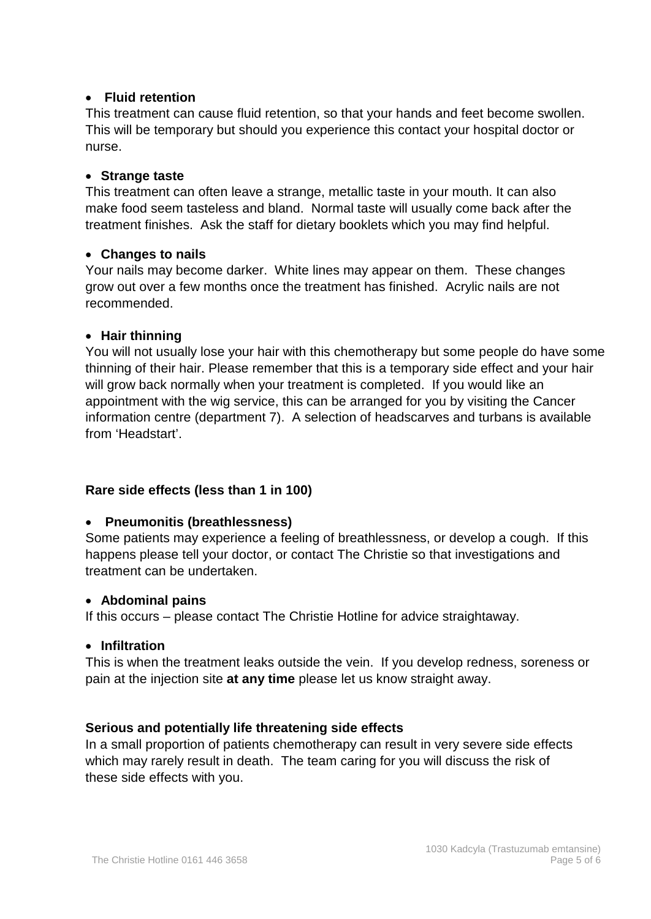- **Fluid retention**

This treatment can cause fluid retention, so that your hands and feet become swollen. This will be temporary but should you experience this contact your hospital doctor or nurse.

- **Strange taste**

This treatment can often leave a strange, metallic taste in your mouth. It can also make food seem tasteless and bland. Normal taste will usually come back after the treatment finishes. Ask the staff for dietary booklets which you may find helpful.

- **Changes to nails**

Your nails may become darker. White lines may appear on them. These changes grow out over a few months once the treatment has finished. Acrylic nails are not recommended.

- **Hair thinning**

You will not usually lose your hair with this chemotherapy but some people do have some thinning of their hair. Please remember that this is a temporary side effect and your hair will grow back normally when your treatment is completed. If you would like an appointment with the wig service, this can be arranged for you by visiting the Cancer information centre (department 7). A selection of headscarves and turbans is available from 'Headstart'.

**Rare side effects (less than 1 in 100)**

- **Pneumonitis (breathlessness)**

Some patients may experience a feeling of breathlessness, or develop a cough. If this happens please tell your doctor, or contact The Christie so that investigations and treatment can be undertaken.

- **Abdominal pains**

If this occurs – please contact The Christie Hotline for advice straightaway.

- **Infiltration**

This is when the treatment leaks outside the vein. If you develop redness, soreness or pain at the injection site **at any time** please let us know straight away.

**Serious and potentially life threatening side effects**

In a small proportion of patients chemotherapy can result in very severe side effects which may rarely result in death. The team caring for you will discuss the risk of these side effects with you.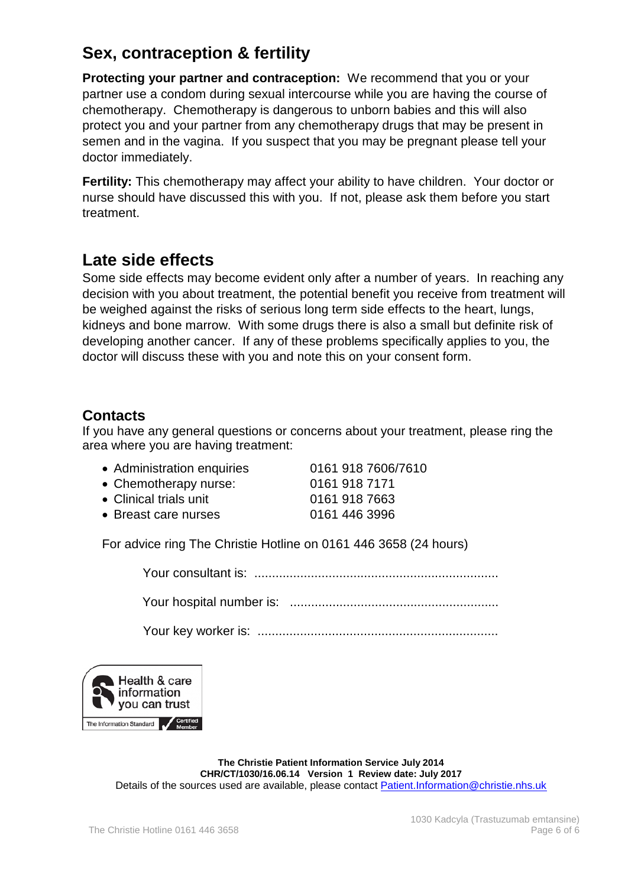## Sex, contraception & fertility

**Protecting your partner and contraception:** We recommend that you or your partner use a condom during sexual intercourse while you are having the course of chemotherapy. Chemotherapy is dangerous to unborn babies and this will also protect you and your partner from any chemotherapy drugs that may be present in semen and in the vagina. If you suspect that you may be pregnant please tell your doctor immediately.

**Fertility:** This chemotherapy may affect your ability to have children. Your doctor or nurse should have discussed this with you. If not, please ask them before you start treatment.

## Late side effects

Some side effects may become evident only after a number of years. In reaching any decision with you about treatment, the potential benefit you receive from treatment will be weighed against the risks of serious long term side effects to the heart, lungs, kidneys and bone marrow. With some drugs there is also a small but definite risk of developing another cancer. If any of these problems specifically applies to you, the doctor will discuss these with you and note this on your consent form.

### Contacts

If you have any general questions or concerns about your treatment, please ring the area where you are having treatment:

- Administration enquiries 0161 918 7606/7610
- Chemotherapy nurse: 0161 918 7171
- Clinical trials unit 0161 918 7663
- Breast care nurses 0161 446 3996

For advice ring The Christie Hotline on 0161 446 3658 (24 hours)

Your consultant is: ....................................................................

Your hospital number is: ..........................................................

Your key worker is: ...................................................................

Health & care information you can trust

The Information Standard Certified Member

**The Christie Patient Information Service July 2014**
**CHR/CT/1030/16.06.14 Version 1 Review date: July 2017**
Details of the sources used are available, please contact Patient.Information@christie.nhs.uk